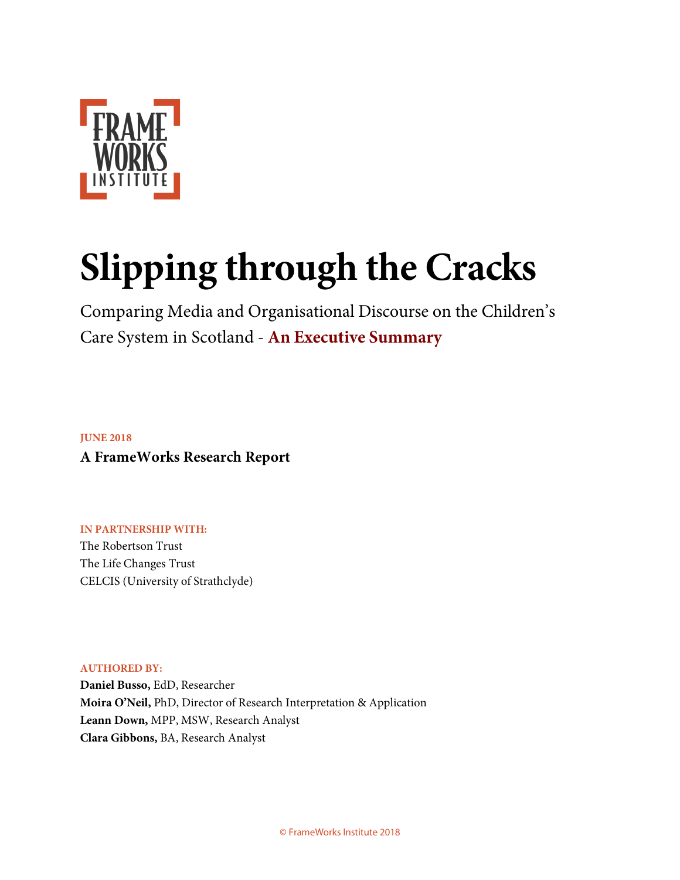FRAME WORKS INSTITUTE

# Slipping through the Cracks

Comparing Media and Organisational Discourse on the Children's Care System in Scotland - **An Executive Summary**

**JUNE 2018**

**A FrameWorks Research Report**

**IN PARTNERSHIP WITH:**

The Robertson Trust
The Life Changes Trust
CELCIS (University of Strathclyde)

**AUTHORED BY:**

**Daniel Busso,** EdD, Researcher
**Moira O'Neil,** PhD, Director of Research Interpretation & Application
**Leann Down,** MPP, MSW, Research Analyst
**Clara Gibbons,** BA, Research Analyst

© FrameWorks Institute 2018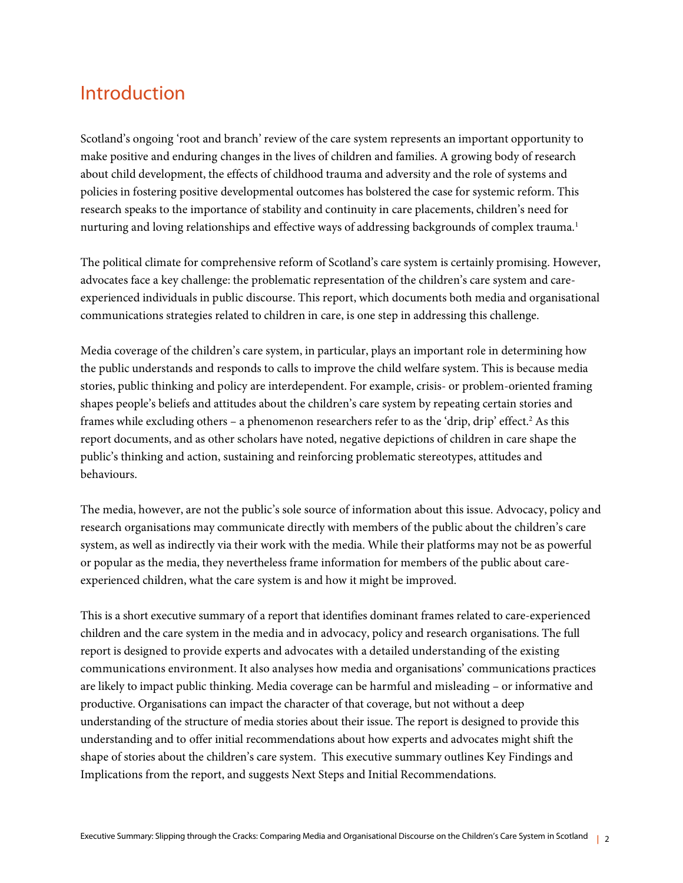# Introduction

Scotland's ongoing 'root and branch' review of the care system represents an important opportunity to make positive and enduring changes in the lives of children and families. A growing body of research about child development, the effects of childhood trauma and adversity and the role of systems and policies in fostering positive developmental outcomes has bolstered the case for systemic reform. This research speaks to the importance of stability and continuity in care placements, children's need for nurturing and loving relationships and effective ways of addressing backgrounds of complex trauma.[1]

The political climate for comprehensive reform of Scotland's care system is certainly promising. However, advocates face a key challenge: the problematic representation of the children's care system and care-experienced individuals in public discourse. This report, which documents both media and organisational communications strategies related to children in care, is one step in addressing this challenge.

Media coverage of the children's care system, in particular, plays an important role in determining how the public understands and responds to calls to improve the child welfare system. This is because media stories, public thinking and policy are interdependent. For example, crisis- or problem-oriented framing shapes people's beliefs and attitudes about the children's care system by repeating certain stories and frames while excluding others – a phenomenon researchers refer to as the 'drip, drip' effect.[2] As this report documents, and as other scholars have noted, negative depictions of children in care shape the public's thinking and action, sustaining and reinforcing problematic stereotypes, attitudes and behaviours.

The media, however, are not the public's sole source of information about this issue. Advocacy, policy and research organisations may communicate directly with members of the public about the children's care system, as well as indirectly via their work with the media. While their platforms may not be as powerful or popular as the media, they nevertheless frame information for members of the public about care-experienced children, what the care system is and how it might be improved.

This is a short executive summary of a report that identifies dominant frames related to care-experienced children and the care system in the media and in advocacy, policy and research organisations. The full report is designed to provide experts and advocates with a detailed understanding of the existing communications environment. It also analyses how media and organisations' communications practices are likely to impact public thinking. Media coverage can be harmful and misleading – or informative and productive. Organisations can impact the character of that coverage, but not without a deep understanding of the structure of media stories about their issue. The report is designed to provide this understanding and to offer initial recommendations about how experts and advocates might shift the shape of stories about the children's care system. This executive summary outlines Key Findings and Implications from the report, and suggests Next Steps and Initial Recommendations.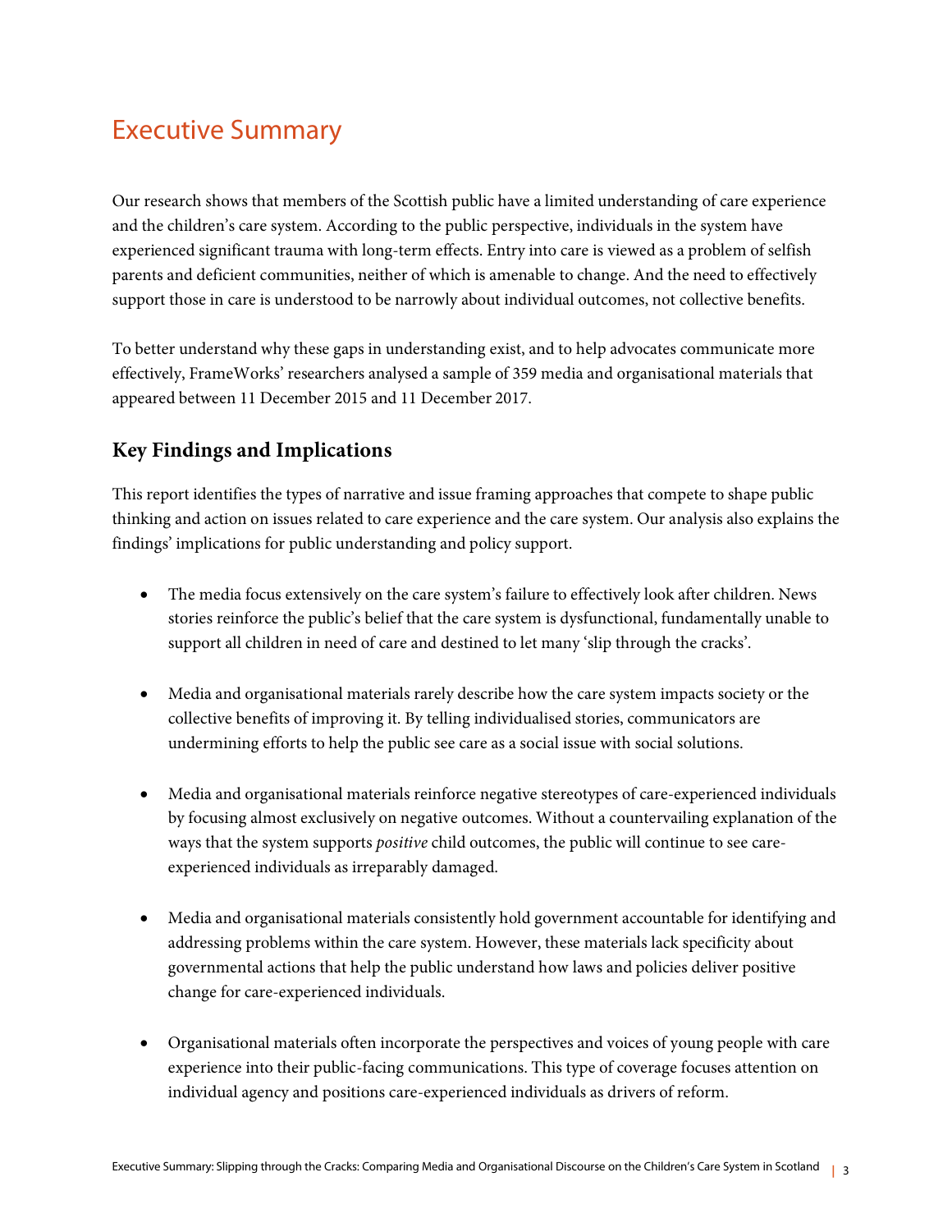# Executive Summary

Our research shows that members of the Scottish public have a limited understanding of care experience and the children's care system. According to the public perspective, individuals in the system have experienced significant trauma with long-term effects. Entry into care is viewed as a problem of selfish parents and deficient communities, neither of which is amenable to change. And the need to effectively support those in care is understood to be narrowly about individual outcomes, not collective benefits.

To better understand why these gaps in understanding exist, and to help advocates communicate more effectively, FrameWorks' researchers analysed a sample of 359 media and organisational materials that appeared between 11 December 2015 and 11 December 2017.

## Key Findings and Implications

This report identifies the types of narrative and issue framing approaches that compete to shape public thinking and action on issues related to care experience and the care system. Our analysis also explains the findings' implications for public understanding and policy support.

- The media focus extensively on the care system's failure to effectively look after children. News stories reinforce the public's belief that the care system is dysfunctional, fundamentally unable to support all children in need of care and destined to let many 'slip through the cracks'.

- Media and organisational materials rarely describe how the care system impacts society or the collective benefits of improving it. By telling individualised stories, communicators are undermining efforts to help the public see care as a social issue with social solutions.

- Media and organisational materials reinforce negative stereotypes of care-experienced individuals by focusing almost exclusively on negative outcomes. Without a countervailing explanation of the ways that the system supports *positive* child outcomes, the public will continue to see care-experienced individuals as irreparably damaged.

- Media and organisational materials consistently hold government accountable for identifying and addressing problems within the care system. However, these materials lack specificity about governmental actions that help the public understand how laws and policies deliver positive change for care-experienced individuals.

- Organisational materials often incorporate the perspectives and voices of young people with care experience into their public-facing communications. This type of coverage focuses attention on individual agency and positions care-experienced individuals as drivers of reform.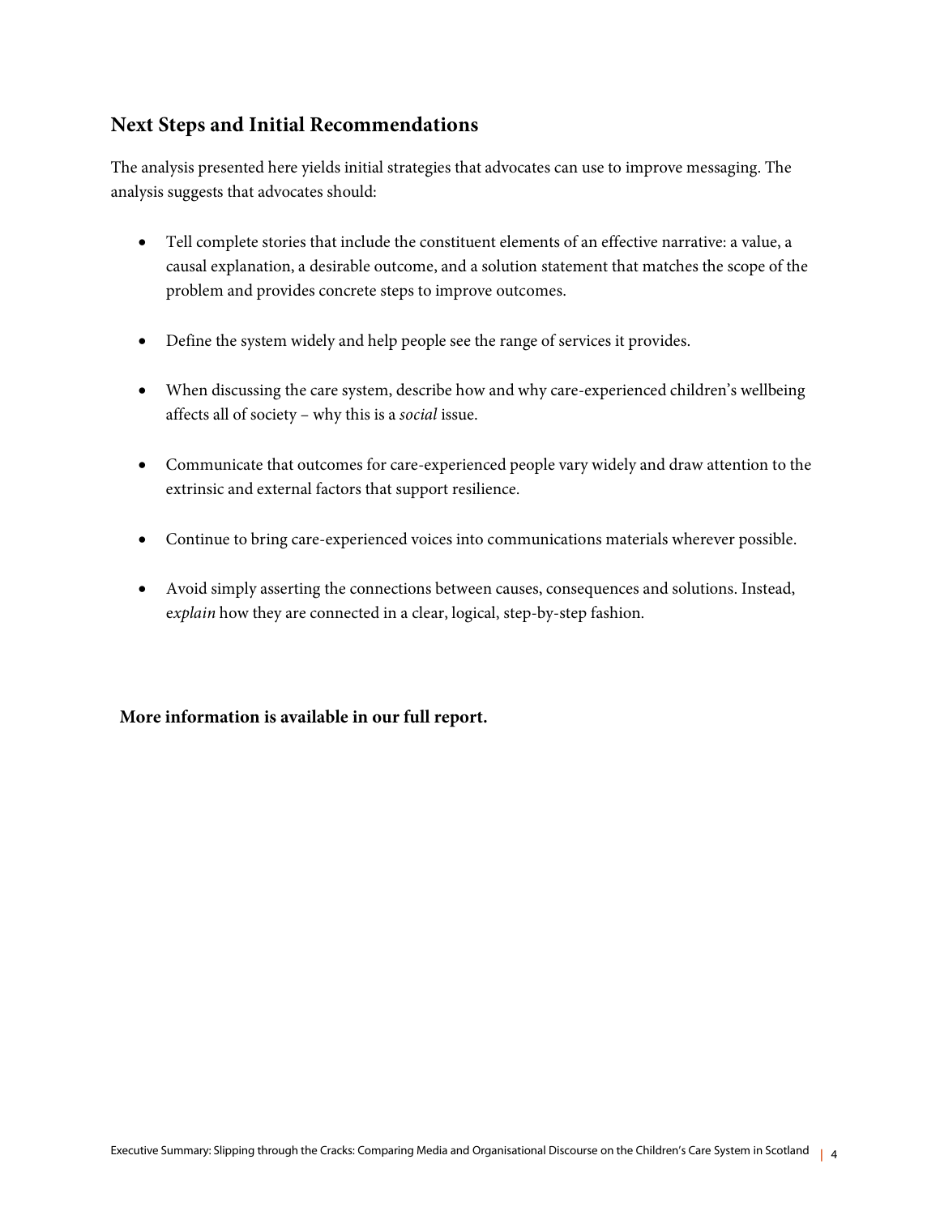## Next Steps and Initial Recommendations

The analysis presented here yields initial strategies that advocates can use to improve messaging. The analysis suggests that advocates should:

- Tell complete stories that include the constituent elements of an effective narrative: a value, a causal explanation, a desirable outcome, and a solution statement that matches the scope of the problem and provides concrete steps to improve outcomes.
- Define the system widely and help people see the range of services it provides.
- When discussing the care system, describe how and why care-experienced children's wellbeing affects all of society – why this is a *social* issue.
- Communicate that outcomes for care-experienced people vary widely and draw attention to the extrinsic and external factors that support resilience.
- Continue to bring care-experienced voices into communications materials wherever possible.
- Avoid simply asserting the connections between causes, consequences and solutions. Instead, e*xplain* how they are connected in a clear, logical, step-by-step fashion.

**More information is available in our full report.**